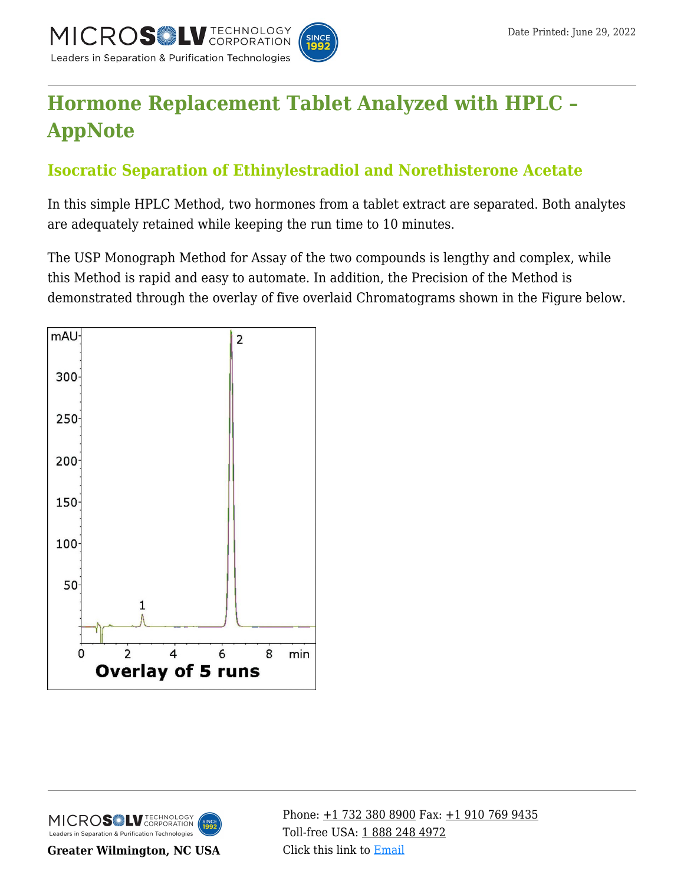# Hormone Replacement Tablet Analyzed with HPLC – AppNote

## Isocratic Separation of Ethinylestradiol and Norethisterone Acetate

In this simple HPLC Method, two hormones from a tablet extract are separated. Both analytes are adequately retained while keeping the run time to 10 minutes.

The USP Monograph Method for Assay of the two compounds is lengthy and complex, while this Method is rapid and easy to automate. In addition, the Precision of the Method is demonstrated through the overlay of five overlaid Chromatograms shown in the Figure below.

Overlay of 5 runs

Greater Wilmington, NC USA

Phone: +1 732 380 8900 Fax: +1 910 769 9435
Toll-free USA: 1 888 248 4972
Click this link to Email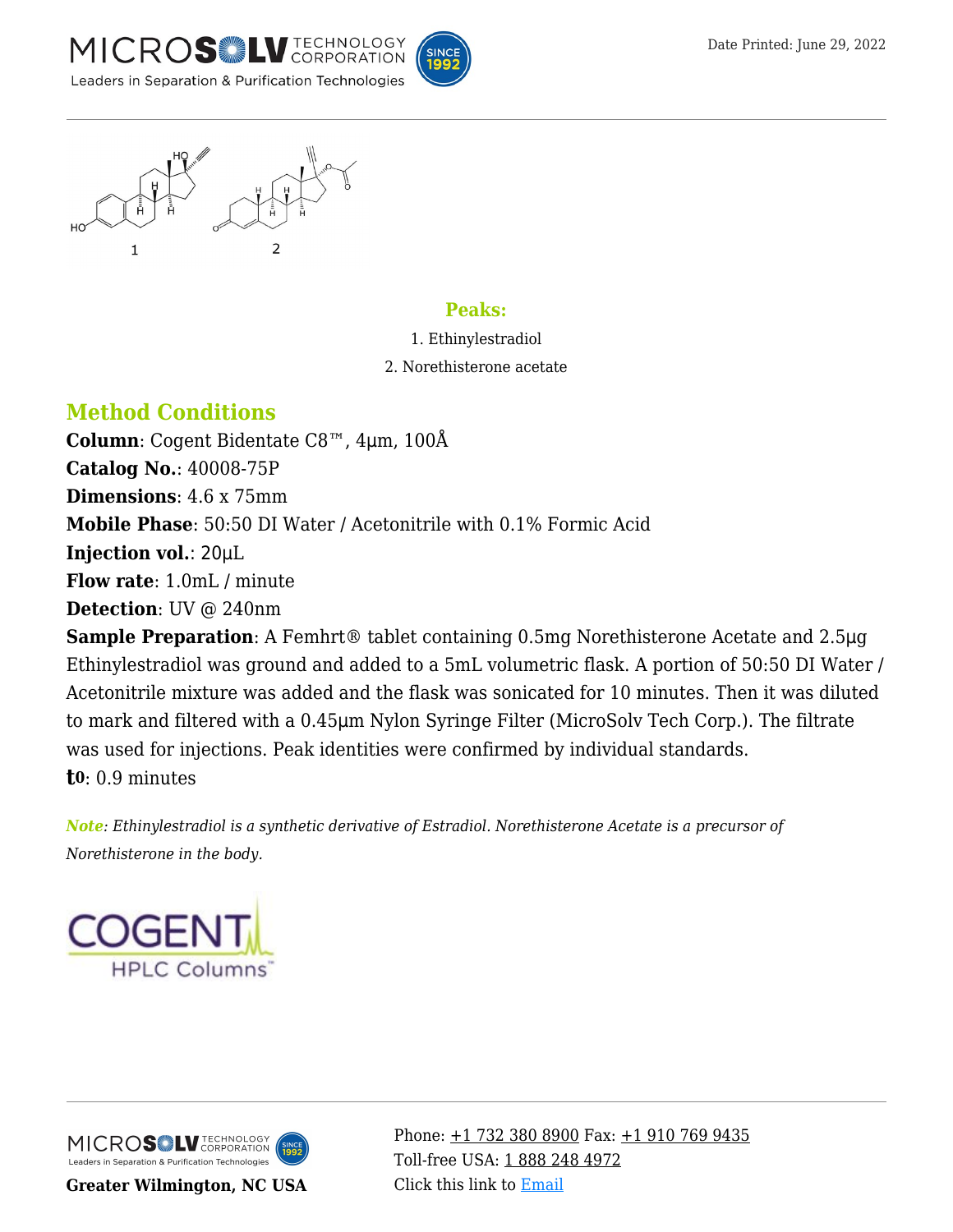1 2

**Peaks:**

1. Ethinylestradiol
2. Norethisterone acetate

## Method Conditions

**Column**: Cogent Bidentate C8™, 4µm, 100Å
**Catalog No.**: 40008-75P
**Dimensions**: 4.6 x 75mm
**Mobile Phase**: 50:50 DI Water / Acetonitrile with 0.1% Formic Acid
**Injection vol.**: 20µL
**Flow rate**: 1.0mL / minute
**Detection**: UV @ 240nm
**Sample Preparation**: A Femhrt® tablet containing 0.5mg Norethisterone Acetate and 2.5µg Ethinylestradiol was ground and added to a 5mL volumetric flask. A portion of 50:50 DI Water / Acetonitrile mixture was added and the flask was sonicated for 10 minutes. Then it was diluted to mark and filtered with a 0.45µm Nylon Syringe Filter (MicroSolv Tech Corp.). The filtrate was used for injections. Peak identities were confirmed by individual standards.
**$t_0$**: 0.9 minutes

***Note**: Ethinylestradiol is a synthetic derivative of Estradiol. Norethisterone Acetate is a precursor of Norethisterone in the body.*

COGENT HPLC Columns™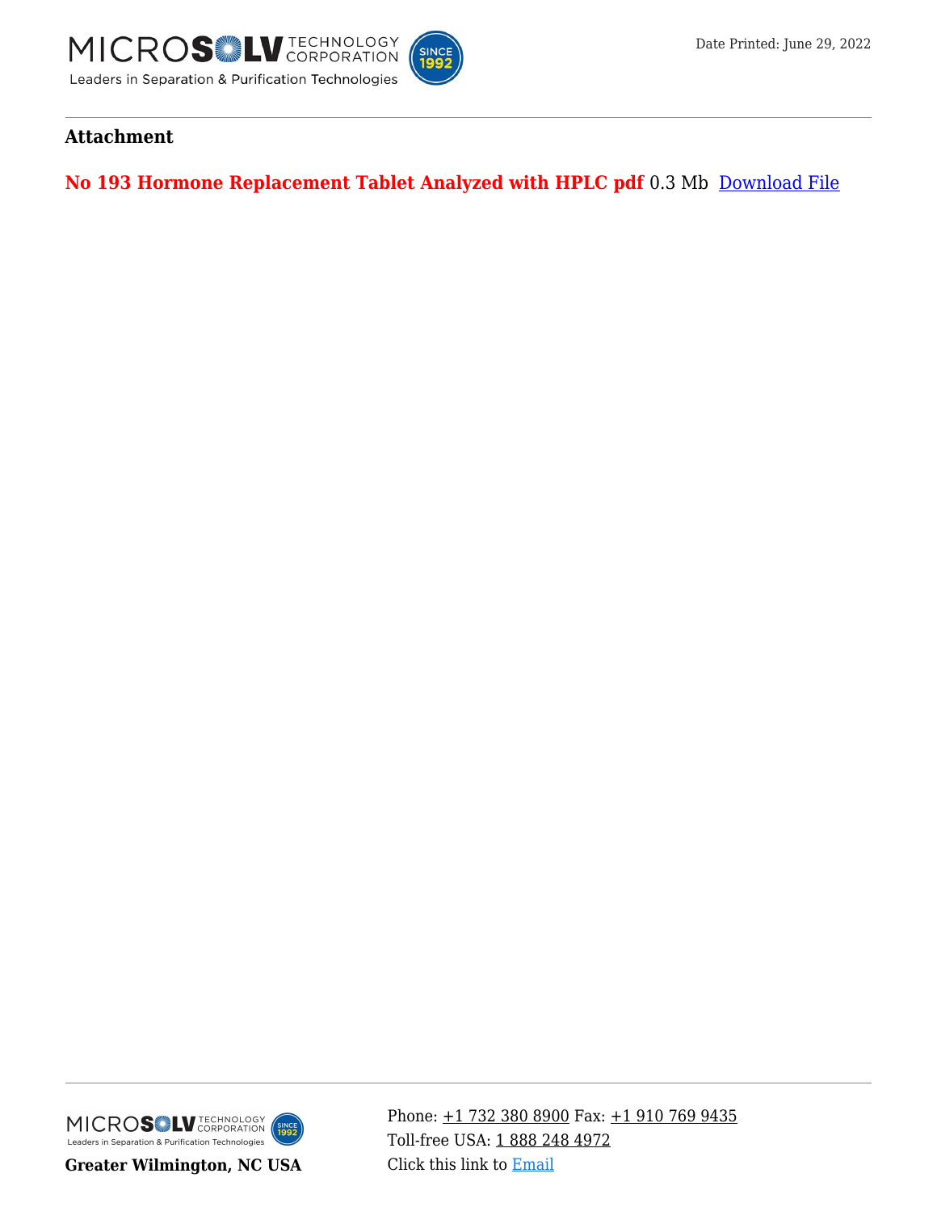## Attachment

**No 193 Hormone Replacement Tablet Analyzed with HPLC pdf** 0.3 Mb [Download File]